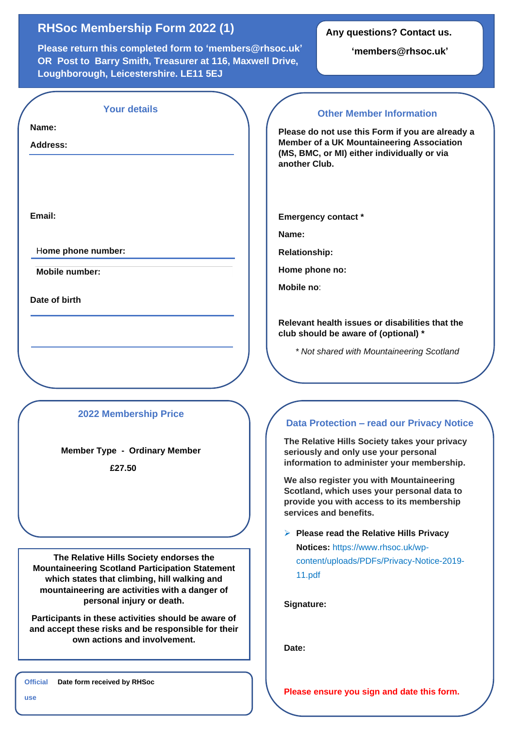# RHSoc Membership Form 2022 (1)

**Please return this completed form to 'members@rhsoc.uk' OR Post to Barry Smith, Treasurer at 116, Maxwell Drive, Loughborough, Leicestershire. LE11 5EJ**

**Any questions? Contact us.**

**'members@rhsoc.uk'**

## Your details

**Name:**

**Address:**

**Email:**

**Home phone number:**

**Mobile number:**

**Date of birth**

## 2022 Membership Price

**Member Type - Ordinary Member**

**£27.50**

**The Relative Hills Society endorses the Mountaineering Scotland Participation Statement which states that climbing, hill walking and mountaineering are activities with a danger of personal injury or death.**

**Participants in these activities should be aware of and accept these risks and be responsible for their own actions and involvement.**

**Official use** **Date form received by RHSoc**

## Other Member Information

**Please do not use this Form if you are already a Member of a UK Mountaineering Association (MS, BMC, or MI) either individually or via another Club.**

**Emergency contact \***

**Name:**

**Relationship:**

**Home phone no:**

**Mobile no**:

**Relevant health issues or disabilities that the club should be aware of (optional) \***

*\* Not shared with Mountaineering Scotland*

## Data Protection – read our Privacy Notice

**The Relative Hills Society takes your privacy seriously and only use your personal information to administer your membership.**

**We also register you with Mountaineering Scotland, which uses your personal data to provide you with access to its membership services and benefits.**

- **Please read the Relative Hills Privacy Notices:** https://www.rhsoc.uk/wp-content/uploads/PDFs/Privacy-Notice-2019-11.pdf

**Signature:**

**Date:**

**Please ensure you sign and date this form.**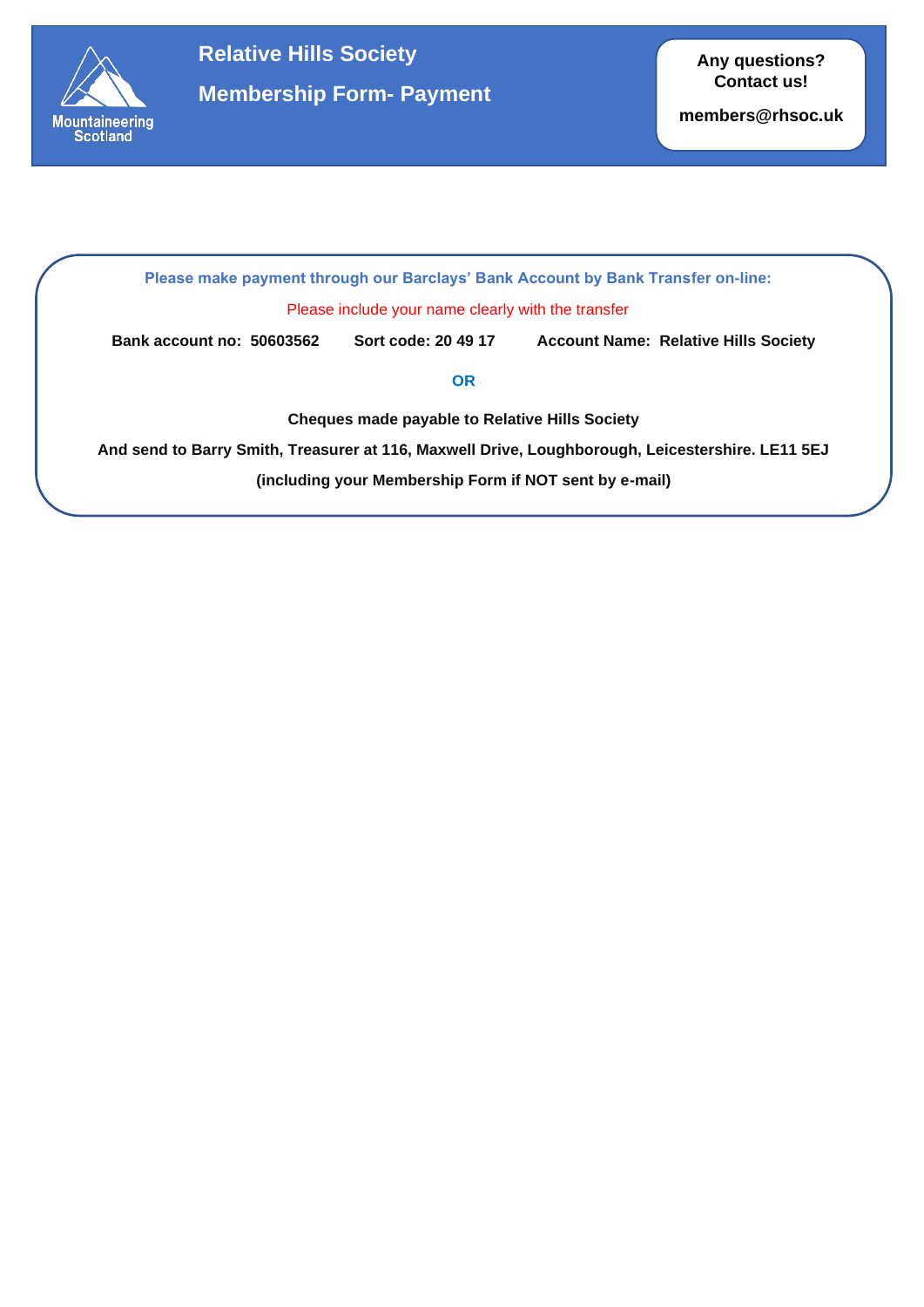Mountaineering Scotland

# Relative Hills Society

## Membership Form- Payment

**Any questions? Contact us!**

**members@rhsoc.uk**

**Please make payment through our Barclays' Bank Account by Bank Transfer on-line:**

Please include your name clearly with the transfer

**Bank account no: 50603562** **Sort code: 20 49 17** **Account Name: Relative Hills Society**

**OR**

**Cheques made payable to Relative Hills Society**

**And send to Barry Smith, Treasurer at 116, Maxwell Drive, Loughborough, Leicestershire. LE11 5EJ**

**(including your Membership Form if NOT sent by e-mail)**